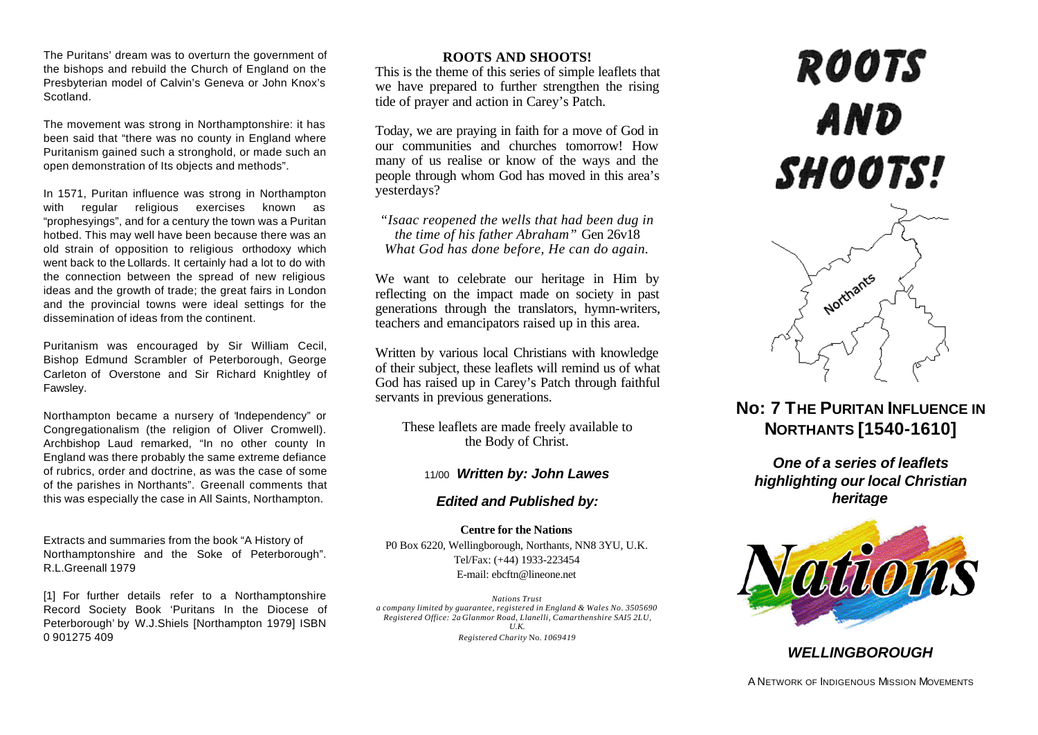The Puritans' dream was to overturn the government of the bishops and rebuild the Church of England on the Presbyterian model of Calvin's Geneva or John Knox's Scotland.

The movement was strong in Northamptonshire: it has been said that "there was no county in England where Puritanism gained such a stronghold, or made such an open demonstration of Its objects and methods".

In 1571, Puritan influence was strong in Northampton with regular religious exercises known as "prophesyings", and for a century the town was a Puritan hotbed. This may well have been because there was an old strain of opposition to religious orthodoxy which went back to the Lollards. It certainly had a lot to do with the connection between the spread of new religious ideas and the growth of trade; the great fairs in London and the provincial towns were ideal settings for the dissemination of ideas from the continent.

Puritanism was encouraged by Sir William Cecil, Bishop Edmund Scrambler of Peterborough, George Carleton of Overstone and Sir Richard Knightley of Fawsley.

Northampton became a nursery of 'Independency" or Congregationalism (the religion of Oliver Cromwell). Archbishop Laud remarked, "In no other county In England was there probably the same extreme defiance of rubrics, order and doctrine, as was the case of some of the parishes in Northants". Greenall comments that this was especially the case in All Saints, Northampton.

Extracts and summaries from the book "A History of Northamptonshire and the Soke of Peterborough". R.L.Greenall 1979

[1] For further details refer to a Northamptonshire Record Society Book 'Puritans In the Diocese of Peterborough' by W.J.Shiels [Northampton 1979] ISBN 0 901275 409

## ROOTS AND SHOOTS!

This is the theme of this series of simple leaflets that we have prepared to further strengthen the rising tide of prayer and action in Carey's Patch.

Today, we are praying in faith for a move of God in our communities and churches tomorrow! How many of us realise or know of the ways and the people through whom God has moved in this area's yesterdays?

*"Isaac reopened the wells that had been dug in the time of his father Abraham"* Gen 26v18
*What God has done before, He can do again.*

We want to celebrate our heritage in Him by reflecting on the impact made on society in past generations through the translators, hymn-writers, teachers and emancipators raised up in this area.

Written by various local Christians with knowledge of their subject, these leaflets will remind us of what God has raised up in Carey's Patch through faithful servants in previous generations.

These leaflets are made freely available to the Body of Christ.

11/00 ***Written by: John Lawes***

***Edited and Published by:***

**Centre for the Nations**
P0 Box 6220, Wellingborough, Northants, NN8 3YU, U.K.
Tel/Fax: (+44) 1933-223454
E-mail: ebcftn@lineone.net

*Nations Trust*
*a company limited by guarantee, registered in England & Wales No. 3505690*
*Registered Office: 2a Glanmor Road, Llanelli, Camarthenshire SAI5 2LU, U.K.*
*Registered Charity No. 1069419*

# ROOTS AND SHOOTS!

Northants

## No: 7 The Puritan Influence in Northants [1540-1610]

***One of a series of leaflets highlighting our local Christian heritage***

Nations

***WELLINGBOROUGH***

A Network of Indigenous Mission Movements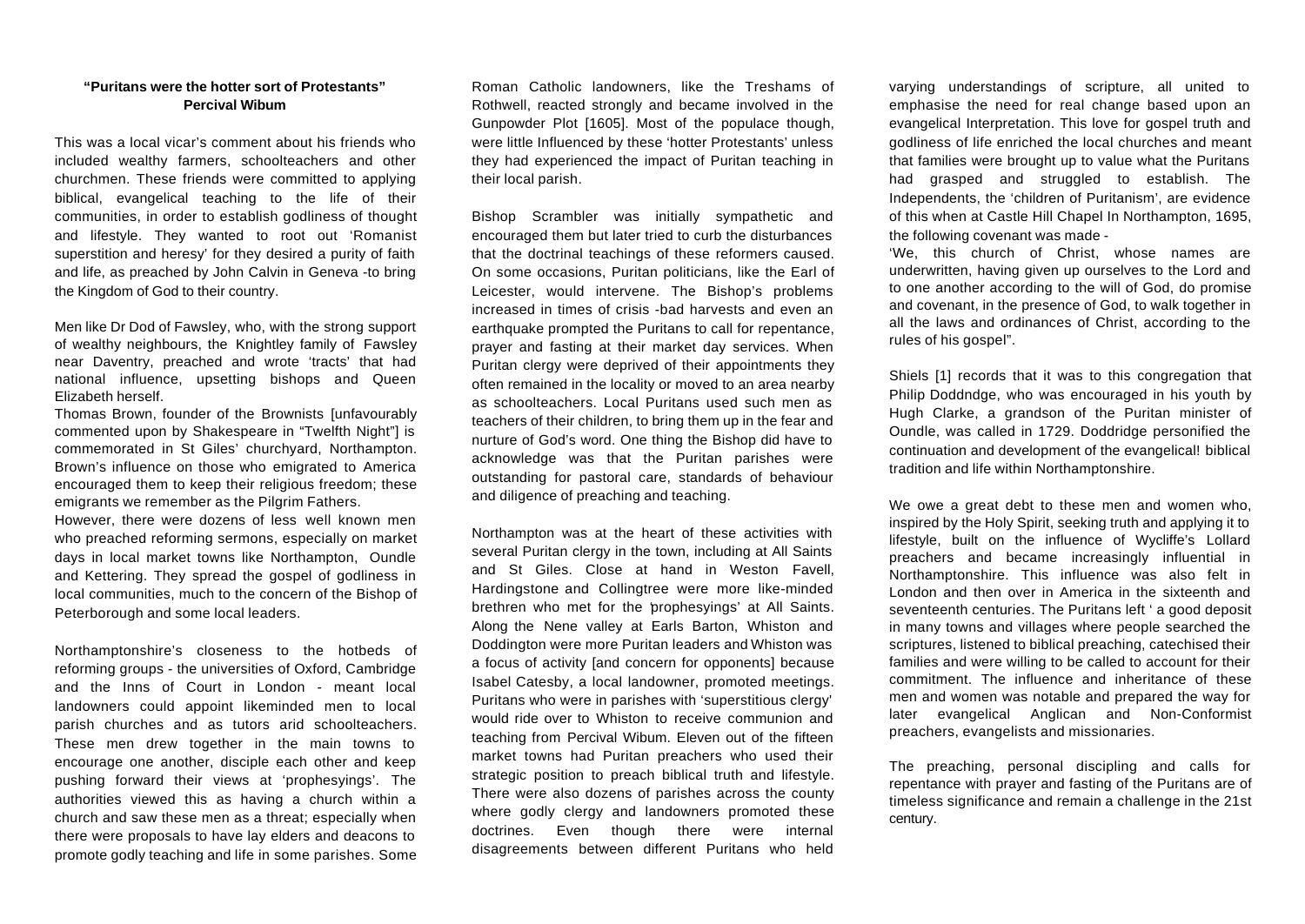**“Puritans were the hotter sort of Protestants”**
**Percival Wibum**

This was a local vicar’s comment about his friends who included wealthy farmers, schoolteachers and other churchmen. These friends were committed to applying biblical, evangelical teaching to the life of their communities, in order to establish godliness of thought and lifestyle. They wanted to root out ‘Romanist superstition and heresy’ for they desired a purity of faith and life, as preached by John Calvin in Geneva -to bring the Kingdom of God to their country.

Men like Dr Dod of Fawsley, who, with the strong support of wealthy neighbours, the Knightley family of Fawsley near Daventry, preached and wrote ‘tracts’ that had national influence, upsetting bishops and Queen Elizabeth herself.

Thomas Brown, founder of the Brownists [unfavourably commented upon by Shakespeare in “Twelfth Night”] is commemorated in St Giles’ churchyard, Northampton. Brown’s influence on those who emigrated to America encouraged them to keep their religious freedom; these emigrants we remember as the Pilgrim Fathers.

However, there were dozens of less well known men who preached reforming sermons, especially on market days in local market towns like Northampton, Oundle and Kettering. They spread the gospel of godliness in local communities, much to the concern of the Bishop of Peterborough and some local leaders.

Northamptonshire’s closeness to the hotbeds of reforming groups - the universities of Oxford, Cambridge and the Inns of Court in London - meant local landowners could appoint likeminded men to local parish churches and as tutors arid schoolteachers. These men drew together in the main towns to encourage one another, disciple each other and keep pushing forward their views at ‘prophesyings’. The authorities viewed this as having a church within a church and saw these men as a threat; especially when there were proposals to have lay elders and deacons to promote godly teaching and life in some parishes. Some Roman Catholic landowners, like the Treshams of Rothwell, reacted strongly and became involved in the Gunpowder Plot [1605]. Most of the populace though, were little Influenced by these ‘hotter Protestants’ unless they had experienced the impact of Puritan teaching in their local parish.

Bishop Scrambler was initially sympathetic and encouraged them but later tried to curb the disturbances that the doctrinal teachings of these reformers caused. On some occasions, Puritan politicians, like the Earl of Leicester, would intervene. The Bishop’s problems increased in times of crisis -bad harvests and even an earthquake prompted the Puritans to call for repentance, prayer and fasting at their market day services. When Puritan clergy were deprived of their appointments they often remained in the locality or moved to an area nearby as schoolteachers. Local Puritans used such men as teachers of their children, to bring them up in the fear and nurture of God’s word. One thing the Bishop did have to acknowledge was that the Puritan parishes were outstanding for pastoral care, standards of behaviour and diligence of preaching and teaching.

Northampton was at the heart of these activities with several Puritan clergy in the town, including at All Saints and St Giles. Close at hand in Weston Favell, Hardingstone and Collingtree were more like-minded brethren who met for the ‘prophesyings’ at All Saints. Along the Nene valley at Earls Barton, Whiston and Doddington were more Puritan leaders and Whiston was a focus of activity [and concern for opponents] because Isabel Catesby, a local landowner, promoted meetings. Puritans who were in parishes with ‘superstitious clergy’ would ride over to Whiston to receive communion and teaching from Percival Wibum. Eleven out of the fifteen market towns had Puritan preachers who used their strategic position to preach biblical truth and lifestyle. There were also dozens of parishes across the county where godly clergy and landowners promoted these doctrines. Even though there were internal disagreements between different Puritans who held varying understandings of scripture, all united to emphasise the need for real change based upon an evangelical Interpretation. This love for gospel truth and godliness of life enriched the local churches and meant that families were brought up to value what the Puritans had grasped and struggled to establish. The Independents, the ‘children of Puritanism’, are evidence of this when at Castle Hill Chapel In Northampton, 1695, the following covenant was made -

‘We, this church of Christ, whose names are underwritten, having given up ourselves to the Lord and to one another according to the will of God, do promise and covenant, in the presence of God, to walk together in all the laws and ordinances of Christ, according to the rules of his gospel”.

Shiels [1] records that it was to this congregation that Philip Doddndge, who was encouraged in his youth by Hugh Clarke, a grandson of the Puritan minister of Oundle, was called in 1729. Doddridge personified the continuation and development of the evangelical! biblical tradition and life within Northamptonshire.

We owe a great debt to these men and women who, inspired by the Holy Spirit, seeking truth and applying it to lifestyle, built on the influence of Wycliffe's Lollard preachers and became increasingly influential in Northamptonshire. This influence was also felt in London and then over in America in the sixteenth and seventeenth centuries. The Puritans left ‘ a good deposit in many towns and villages where people searched the scriptures, listened to biblical preaching, catechised their families and were willing to be called to account for their commitment. The influence and inheritance of these men and women was notable and prepared the way for later evangelical Anglican and Non-Conformist preachers, evangelists and missionaries.

The preaching, personal discipling and calls for repentance with prayer and fasting of the Puritans are of timeless significance and remain a challenge in the 21st century.